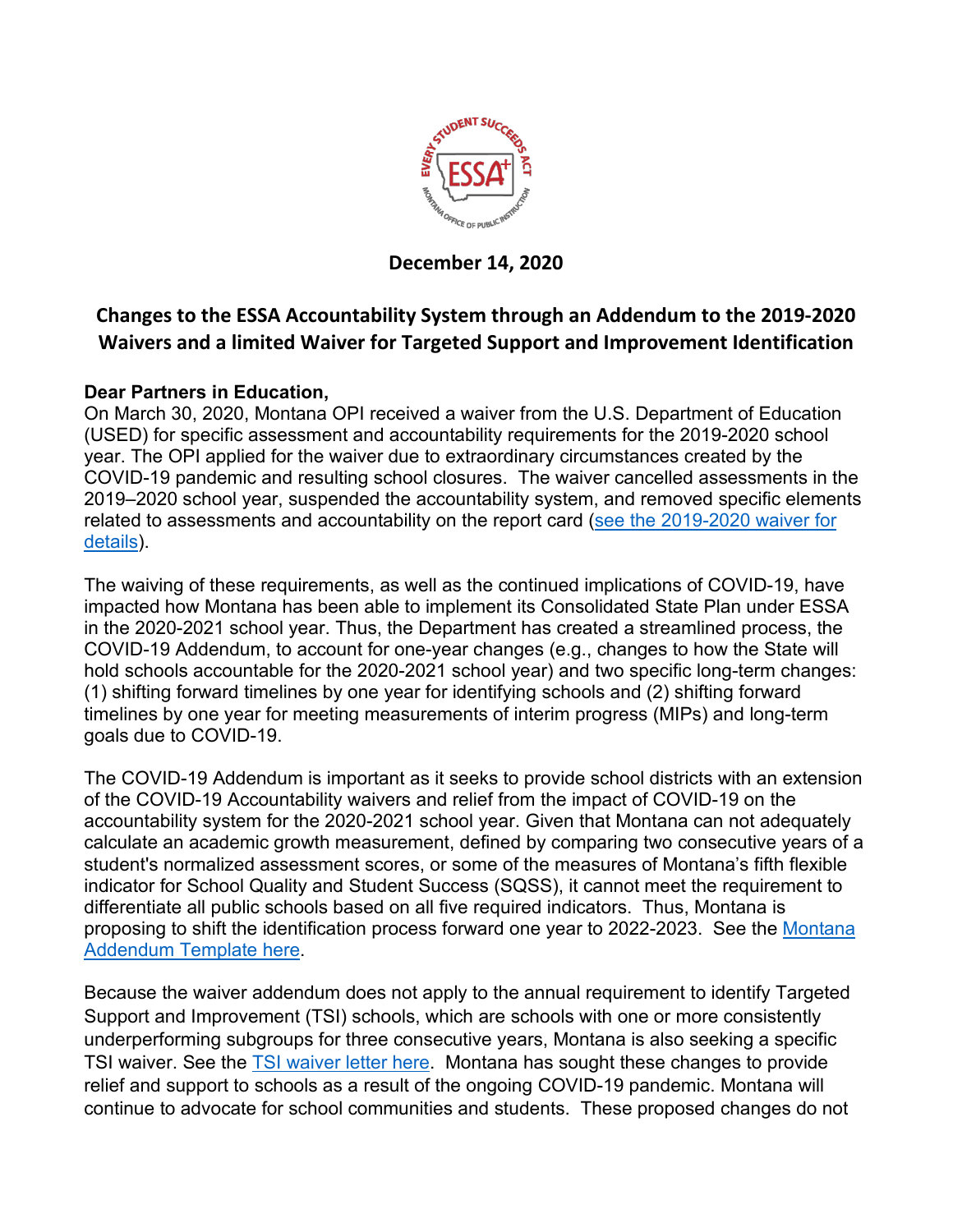**December 14, 2020**

## Changes to the ESSA Accountability System through an Addendum to the 2019-2020 Waivers and a limited Waiver for Targeted Support and Improvement Identification

**Dear Partners in Education,**

On March 30, 2020, Montana OPI received a waiver from the U.S. Department of Education (USED) for specific assessment and accountability requirements for the 2019-2020 school year. The OPI applied for the waiver due to extraordinary circumstances created by the COVID-19 pandemic and resulting school closures. The waiver cancelled assessments in the 2019–2020 school year, suspended the accountability system, and removed specific elements related to assessments and accountability on the report card (see the 2019-2020 waiver for details).

The waiving of these requirements, as well as the continued implications of COVID-19, have impacted how Montana has been able to implement its Consolidated State Plan under ESSA in the 2020-2021 school year. Thus, the Department has created a streamlined process, the COVID-19 Addendum, to account for one-year changes (e.g., changes to how the State will hold schools accountable for the 2020-2021 school year) and two specific long-term changes: (1) shifting forward timelines by one year for identifying schools and (2) shifting forward timelines by one year for meeting measurements of interim progress (MIPs) and long-term goals due to COVID-19.

The COVID-19 Addendum is important as it seeks to provide school districts with an extension of the COVID-19 Accountability waivers and relief from the impact of COVID-19 on the accountability system for the 2020-2021 school year. Given that Montana can not adequately calculate an academic growth measurement, defined by comparing two consecutive years of a student's normalized assessment scores, or some of the measures of Montana's fifth flexible indicator for School Quality and Student Success (SQSS), it cannot meet the requirement to differentiate all public schools based on all five required indicators. Thus, Montana is proposing to shift the identification process forward one year to 2022-2023. See the Montana Addendum Template here.

Because the waiver addendum does not apply to the annual requirement to identify Targeted Support and Improvement (TSI) schools, which are schools with one or more consistently underperforming subgroups for three consecutive years, Montana is also seeking a specific TSI waiver. See the TSI waiver letter here. Montana has sought these changes to provide relief and support to schools as a result of the ongoing COVID-19 pandemic. Montana will continue to advocate for school communities and students. These proposed changes do not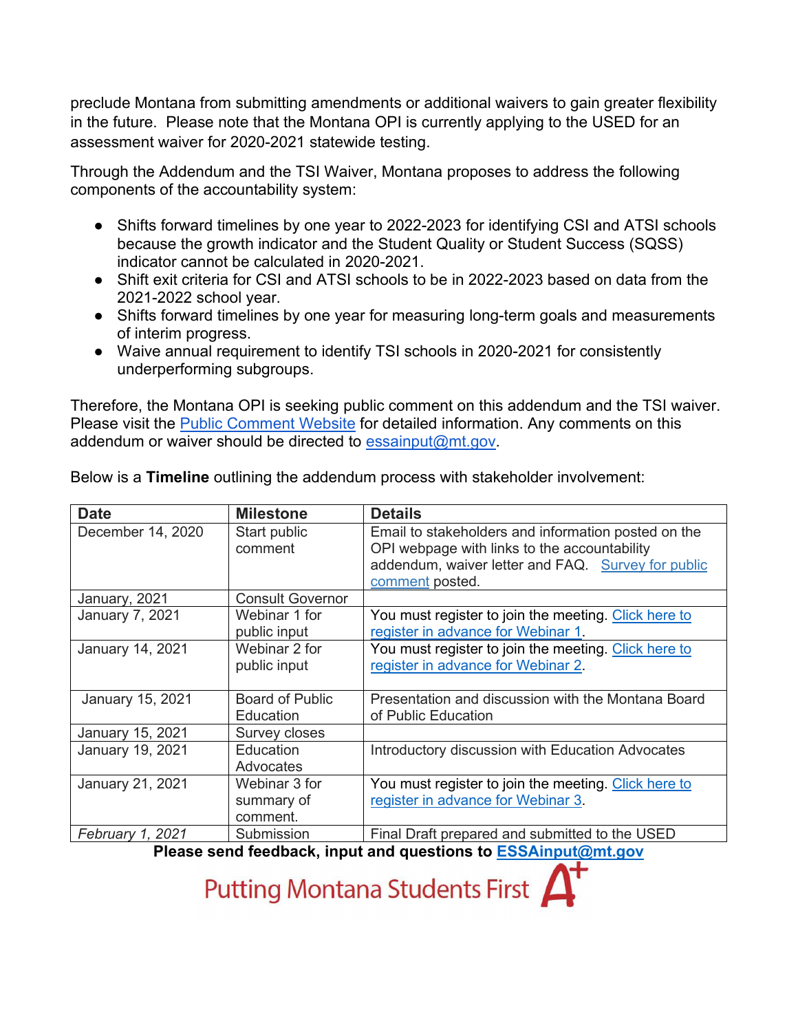preclude Montana from submitting amendments or additional waivers to gain greater flexibility in the future. Please note that the Montana OPI is currently applying to the USED for an assessment waiver for 2020-2021 statewide testing.

Through the Addendum and the TSI Waiver, Montana proposes to address the following components of the accountability system:

- Shifts forward timelines by one year to 2022-2023 for identifying CSI and ATSI schools because the growth indicator and the Student Quality or Student Success (SQSS) indicator cannot be calculated in 2020-2021.
- Shift exit criteria for CSI and ATSI schools to be in 2022-2023 based on data from the 2021-2022 school year.
- Shifts forward timelines by one year for measuring long-term goals and measurements of interim progress.
- Waive annual requirement to identify TSI schools in 2020-2021 for consistently underperforming subgroups.

Therefore, the Montana OPI is seeking public comment on this addendum and the TSI waiver. Please visit the Public Comment Website for detailed information. Any comments on this addendum or waiver should be directed to essainput@mt.gov.

Below is a **Timeline** outlining the addendum process with stakeholder involvement:

| Date | Milestone | Details |
|---|---|---|
| December 14, 2020 | Start public comment | Email to stakeholders and information posted on the OPI webpage with links to the accountability addendum, waiver letter and FAQ. Survey for public comment posted. |
| January, 2021 | Consult Governor | |
| January 7, 2021 | Webinar 1 for public input | You must register to join the meeting. Click here to register in advance for Webinar 1. |
| January 14, 2021 | Webinar 2 for public input | You must register to join the meeting. Click here to register in advance for Webinar 2. |
| January 15, 2021 | Board of Public Education | Presentation and discussion with the Montana Board of Public Education |
| January 15, 2021 | Survey closes | |
| January 19, 2021 | Education Advocates | Introductory discussion with Education Advocates |
| January 21, 2021 | Webinar 3 for summary of comment. | You must register to join the meeting. Click here to register in advance for Webinar 3. |
| *February 1, 2021* | Submission | Final Draft prepared and submitted to the USED |

**Please send feedback, input and questions to ESSAinput@mt.gov**

Putting Montana Students First A+